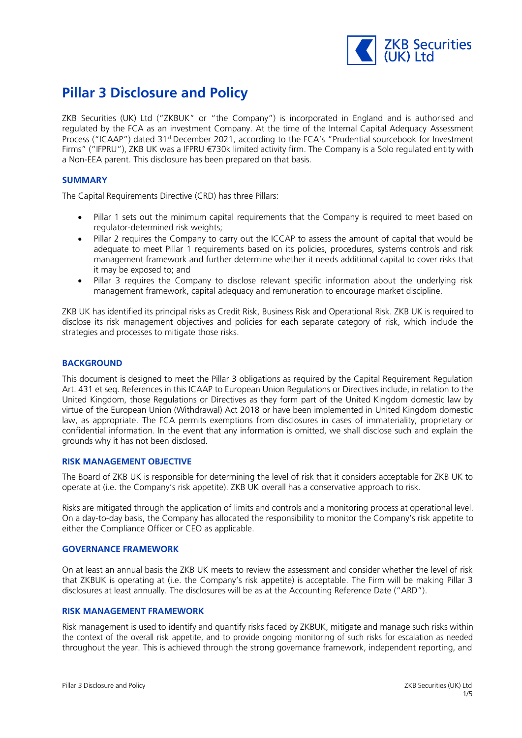# Pillar 3 Disclosure and Policy

ZKB Securities (UK) Ltd ("ZKBUK" or "the Company") is incorporated in England and is authorised and regulated by the FCA as an investment Company. At the time of the Internal Capital Adequacy Assessment Process ("ICAAP") dated 31st December 2021, according to the FCA's "Prudential sourcebook for Investment Firms" ("IFPRU"), ZKB UK was a IFPRU €730k limited activity firm. The Company is a Solo regulated entity with a Non-EEA parent. This disclosure has been prepared on that basis.

## SUMMARY

The Capital Requirements Directive (CRD) has three Pillars:

- Pillar 1 sets out the minimum capital requirements that the Company is required to meet based on regulator-determined risk weights;
- Pillar 2 requires the Company to carry out the ICCAP to assess the amount of capital that would be adequate to meet Pillar 1 requirements based on its policies, procedures, systems controls and risk management framework and further determine whether it needs additional capital to cover risks that it may be exposed to; and
- Pillar 3 requires the Company to disclose relevant specific information about the underlying risk management framework, capital adequacy and remuneration to encourage market discipline.

ZKB UK has identified its principal risks as Credit Risk, Business Risk and Operational Risk. ZKB UK is required to disclose its risk management objectives and policies for each separate category of risk, which include the strategies and processes to mitigate those risks.

## BACKGROUND

This document is designed to meet the Pillar 3 obligations as required by the Capital Requirement Regulation Art. 431 et seq. References in this ICAAP to European Union Regulations or Directives include, in relation to the United Kingdom, those Regulations or Directives as they form part of the United Kingdom domestic law by virtue of the European Union (Withdrawal) Act 2018 or have been implemented in United Kingdom domestic law, as appropriate. The FCA permits exemptions from disclosures in cases of immateriality, proprietary or confidential information. In the event that any information is omitted, we shall disclose such and explain the grounds why it has not been disclosed.

## RISK MANAGEMENT OBJECTIVE

The Board of ZKB UK is responsible for determining the level of risk that it considers acceptable for ZKB UK to operate at (i.e. the Company's risk appetite). ZKB UK overall has a conservative approach to risk.

Risks are mitigated through the application of limits and controls and a monitoring process at operational level. On a day-to-day basis, the Company has allocated the responsibility to monitor the Company's risk appetite to either the Compliance Officer or CEO as applicable.

## GOVERNANCE FRAMEWORK

On at least an annual basis the ZKB UK meets to review the assessment and consider whether the level of risk that ZKBUK is operating at (i.e. the Company's risk appetite) is acceptable. The Firm will be making Pillar 3 disclosures at least annually. The disclosures will be as at the Accounting Reference Date ("ARD").

## RISK MANAGEMENT FRAMEWORK

Risk management is used to identify and quantify risks faced by ZKBUK, mitigate and manage such risks within the context of the overall risk appetite, and to provide ongoing monitoring of such risks for escalation as needed throughout the year. This is achieved through the strong governance framework, independent reporting, and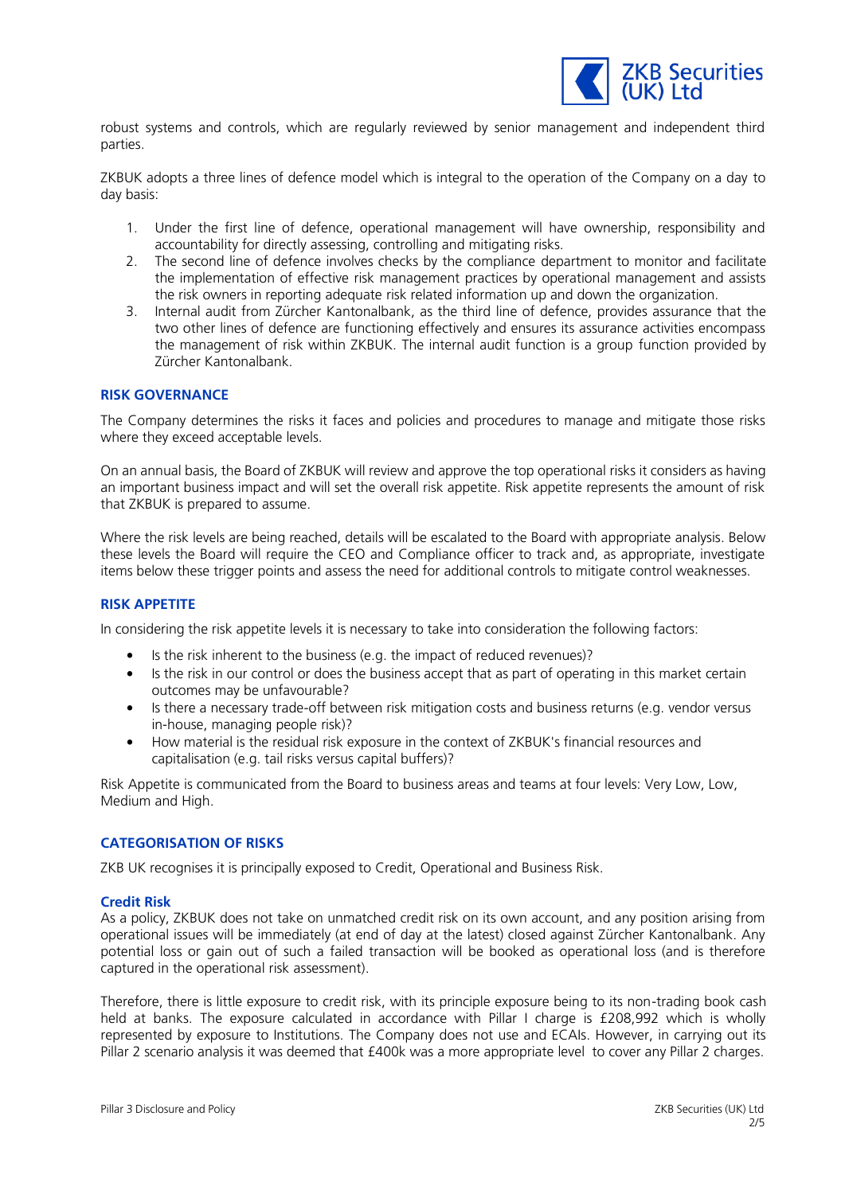robust systems and controls, which are regularly reviewed by senior management and independent third parties.

ZKBUK adopts a three lines of defence model which is integral to the operation of the Company on a day to day basis:

1. Under the first line of defence, operational management will have ownership, responsibility and accountability for directly assessing, controlling and mitigating risks.
2. The second line of defence involves checks by the compliance department to monitor and facilitate the implementation of effective risk management practices by operational management and assists the risk owners in reporting adequate risk related information up and down the organization.
3. Internal audit from Zürcher Kantonalbank, as the third line of defence, provides assurance that the two other lines of defence are functioning effectively and ensures its assurance activities encompass the management of risk within ZKBUK. The internal audit function is a group function provided by Zürcher Kantonalbank.

## RISK GOVERNANCE

The Company determines the risks it faces and policies and procedures to manage and mitigate those risks where they exceed acceptable levels.

On an annual basis, the Board of ZKBUK will review and approve the top operational risks it considers as having an important business impact and will set the overall risk appetite. Risk appetite represents the amount of risk that ZKBUK is prepared to assume.

Where the risk levels are being reached, details will be escalated to the Board with appropriate analysis. Below these levels the Board will require the CEO and Compliance officer to track and, as appropriate, investigate items below these trigger points and assess the need for additional controls to mitigate control weaknesses.

## RISK APPETITE

In considering the risk appetite levels it is necessary to take into consideration the following factors:

- Is the risk inherent to the business (e.g. the impact of reduced revenues)?
- Is the risk in our control or does the business accept that as part of operating in this market certain outcomes may be unfavourable?
- Is there a necessary trade-off between risk mitigation costs and business returns (e.g. vendor versus in-house, managing people risk)?
- How material is the residual risk exposure in the context of ZKBUK's financial resources and capitalisation (e.g. tail risks versus capital buffers)?

Risk Appetite is communicated from the Board to business areas and teams at four levels: Very Low, Low, Medium and High.

## CATEGORISATION OF RISKS

ZKB UK recognises it is principally exposed to Credit, Operational and Business Risk.

### Credit Risk

As a policy, ZKBUK does not take on unmatched credit risk on its own account, and any position arising from operational issues will be immediately (at end of day at the latest) closed against Zürcher Kantonalbank. Any potential loss or gain out of such a failed transaction will be booked as operational loss (and is therefore captured in the operational risk assessment).

Therefore, there is little exposure to credit risk, with its principle exposure being to its non-trading book cash held at banks. The exposure calculated in accordance with Pillar I charge is £208,992 which is wholly represented by exposure to Institutions. The Company does not use and ECAIs. However, in carrying out its Pillar 2 scenario analysis it was deemed that £400k was a more appropriate level to cover any Pillar 2 charges.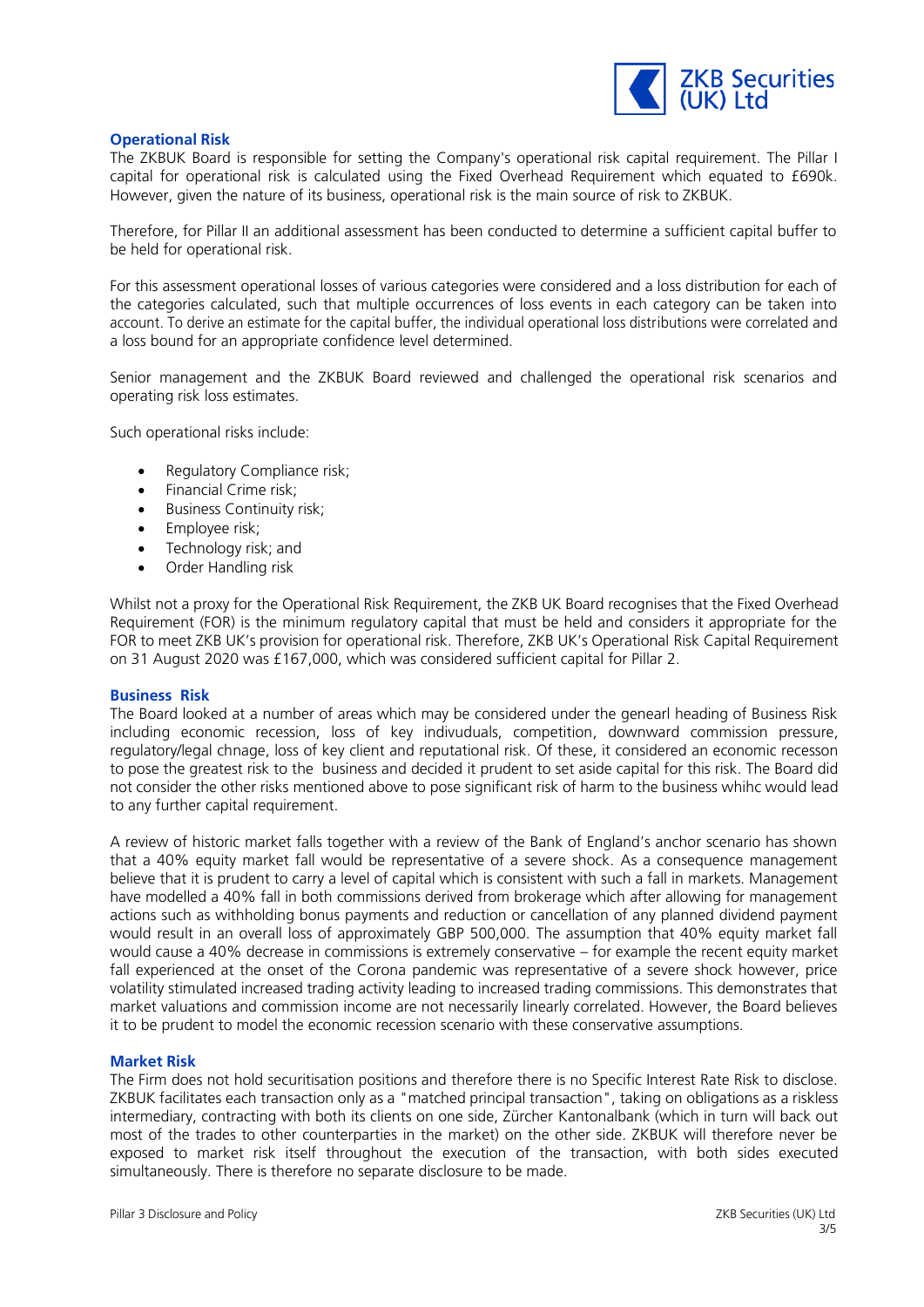## Operational Risk

The ZKBUK Board is responsible for setting the Company's operational risk capital requirement. The Pillar I capital for operational risk is calculated using the Fixed Overhead Requirement which equated to £690k. However, given the nature of its business, operational risk is the main source of risk to ZKBUK.

Therefore, for Pillar II an additional assessment has been conducted to determine a sufficient capital buffer to be held for operational risk.

For this assessment operational losses of various categories were considered and a loss distribution for each of the categories calculated, such that multiple occurrences of loss events in each category can be taken into account. To derive an estimate for the capital buffer, the individual operational loss distributions were correlated and a loss bound for an appropriate confidence level determined.

Senior management and the ZKBUK Board reviewed and challenged the operational risk scenarios and operating risk loss estimates.

Such operational risks include:

- Regulatory Compliance risk;
- Financial Crime risk;
- Business Continuity risk;
- Employee risk;
- Technology risk; and
- Order Handling risk

Whilst not a proxy for the Operational Risk Requirement, the ZKB UK Board recognises that the Fixed Overhead Requirement (FOR) is the minimum regulatory capital that must be held and considers it appropriate for the FOR to meet ZKB UK's provision for operational risk. Therefore, ZKB UK's Operational Risk Capital Requirement on 31 August 2020 was £167,000, which was considered sufficient capital for Pillar 2.

## Business Risk

The Board looked at a number of areas which may be considered under the genearl heading of Business Risk including economic recession, loss of key indivuduals, competition, downward commission pressure, regulatory/legal chnage, loss of key client and reputational risk. Of these, it considered an economic recesson to pose the greatest risk to the business and decided it prudent to set aside capital for this risk. The Board did not consider the other risks mentioned above to pose significant risk of harm to the business whihc would lead to any further capital requirement.

A review of historic market falls together with a review of the Bank of England's anchor scenario has shown that a 40% equity market fall would be representative of a severe shock. As a consequence management believe that it is prudent to carry a level of capital which is consistent with such a fall in markets. Management have modelled a 40% fall in both commissions derived from brokerage which after allowing for management actions such as withholding bonus payments and reduction or cancellation of any planned dividend payment would result in an overall loss of approximately GBP 500,000. The assumption that 40% equity market fall would cause a 40% decrease in commissions is extremely conservative – for example the recent equity market fall experienced at the onset of the Corona pandemic was representative of a severe shock however, price volatility stimulated increased trading activity leading to increased trading commissions. This demonstrates that market valuations and commission income are not necessarily linearly correlated. However, the Board believes it to be prudent to model the economic recession scenario with these conservative assumptions.

## Market Risk

The Firm does not hold securitisation positions and therefore there is no Specific Interest Rate Risk to disclose. ZKBUK facilitates each transaction only as a "matched principal transaction", taking on obligations as a riskless intermediary, contracting with both its clients on one side, Zürcher Kantonalbank (which in turn will back out most of the trades to other counterparties in the market) on the other side. ZKBUK will therefore never be exposed to market risk itself throughout the execution of the transaction, with both sides executed simultaneously. There is therefore no separate disclosure to be made.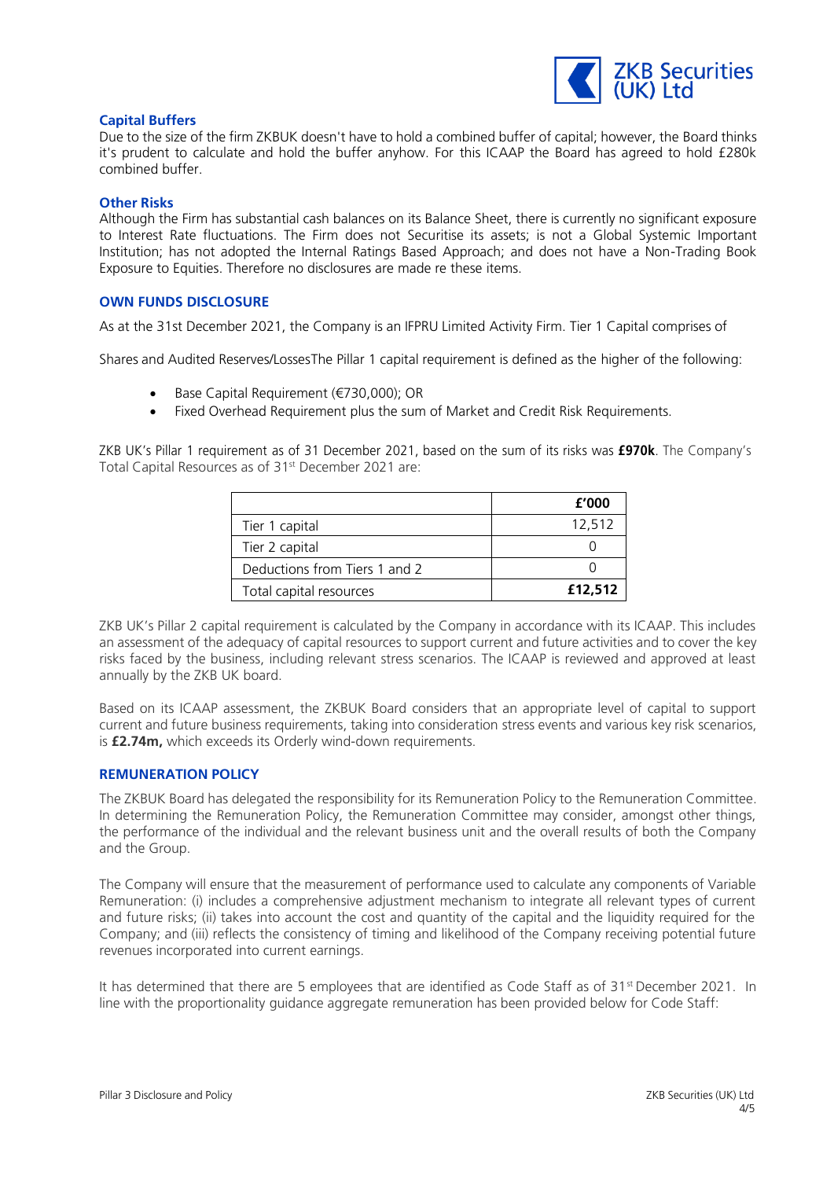## Capital Buffers

Due to the size of the firm ZKBUK doesn't have to hold a combined buffer of capital; however, the Board thinks it's prudent to calculate and hold the buffer anyhow. For this ICAAP the Board has agreed to hold £280k combined buffer.

## Other Risks

Although the Firm has substantial cash balances on its Balance Sheet, there is currently no significant exposure to Interest Rate fluctuations. The Firm does not Securitise its assets; is not a Global Systemic Important Institution; has not adopted the Internal Ratings Based Approach; and does not have a Non-Trading Book Exposure to Equities. Therefore no disclosures are made re these items.

## OWN FUNDS DISCLOSURE

As at the 31st December 2021, the Company is an IFPRU Limited Activity Firm. Tier 1 Capital comprises of

Shares and Audited Reserves/LossesThe Pillar 1 capital requirement is defined as the higher of the following:

- Base Capital Requirement (€730,000); OR
- Fixed Overhead Requirement plus the sum of Market and Credit Risk Requirements.

ZKB UK's Pillar 1 requirement as of 31 December 2021, based on the sum of its risks was **£970k**. The Company's Total Capital Resources as of 31st December 2021 are:

| | **£'000** |
|---|---|
| Tier 1 capital | 12,512 |
| Tier 2 capital | 0 |
| Deductions from Tiers 1 and 2 | 0 |
| Total capital resources | **£12,512** |

ZKB UK's Pillar 2 capital requirement is calculated by the Company in accordance with its ICAAP. This includes an assessment of the adequacy of capital resources to support current and future activities and to cover the key risks faced by the business, including relevant stress scenarios. The ICAAP is reviewed and approved at least annually by the ZKB UK board.

Based on its ICAAP assessment, the ZKBUK Board considers that an appropriate level of capital to support current and future business requirements, taking into consideration stress events and various key risk scenarios, is **£2.74m,** which exceeds its Orderly wind-down requirements.

## REMUNERATION POLICY

The ZKBUK Board has delegated the responsibility for its Remuneration Policy to the Remuneration Committee. In determining the Remuneration Policy, the Remuneration Committee may consider, amongst other things, the performance of the individual and the relevant business unit and the overall results of both the Company and the Group.

The Company will ensure that the measurement of performance used to calculate any components of Variable Remuneration: (i) includes a comprehensive adjustment mechanism to integrate all relevant types of current and future risks; (ii) takes into account the cost and quantity of the capital and the liquidity required for the Company; and (iii) reflects the consistency of timing and likelihood of the Company receiving potential future revenues incorporated into current earnings.

It has determined that there are 5 employees that are identified as Code Staff as of 31st December 2021. In line with the proportionality guidance aggregate remuneration has been provided below for Code Staff: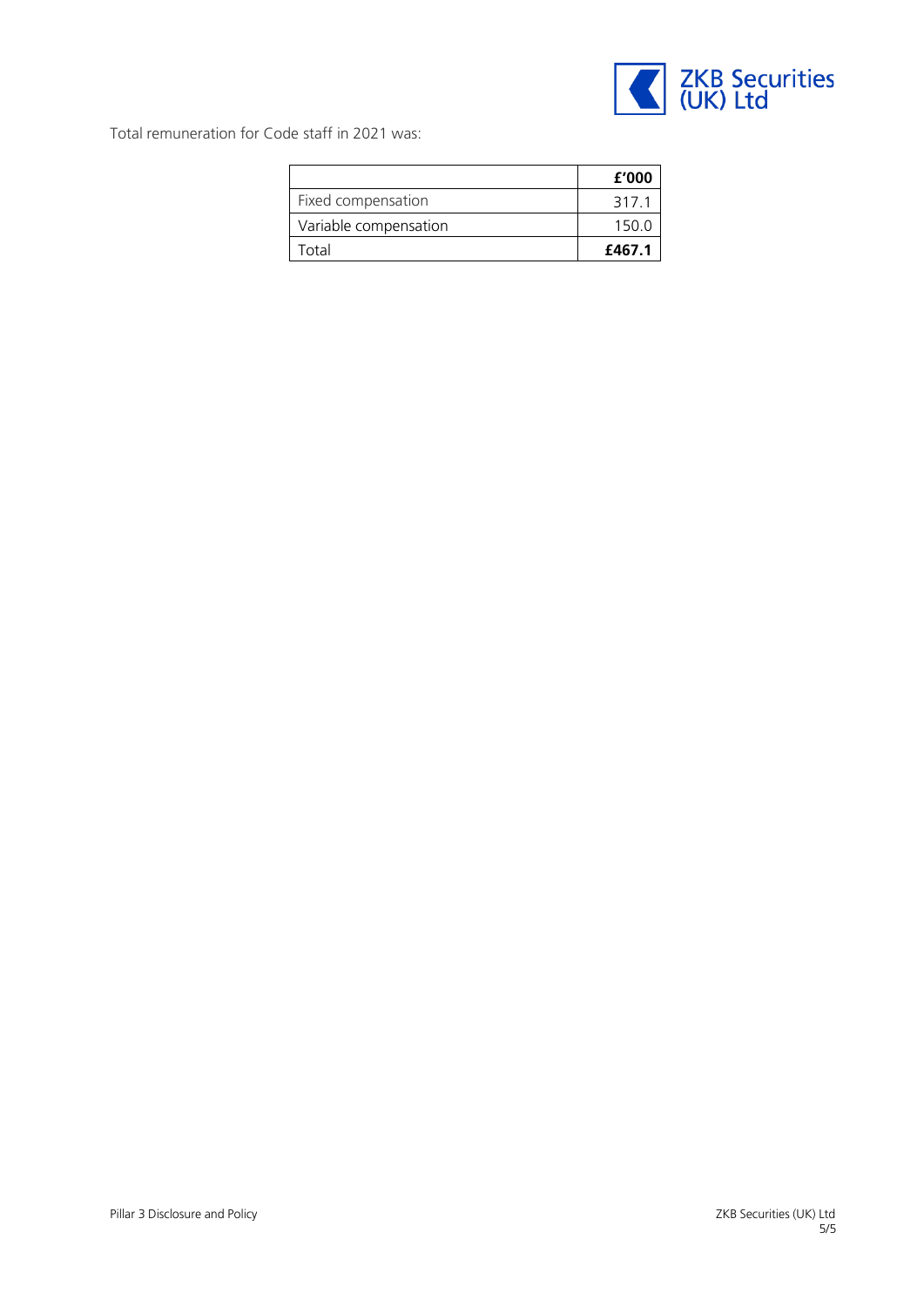Total remuneration for Code staff in 2021 was:

| | **£'000** |
|---|---|
| Fixed compensation | 317.1 |
| Variable compensation | 150.0 |
| Total | **£467.1** |